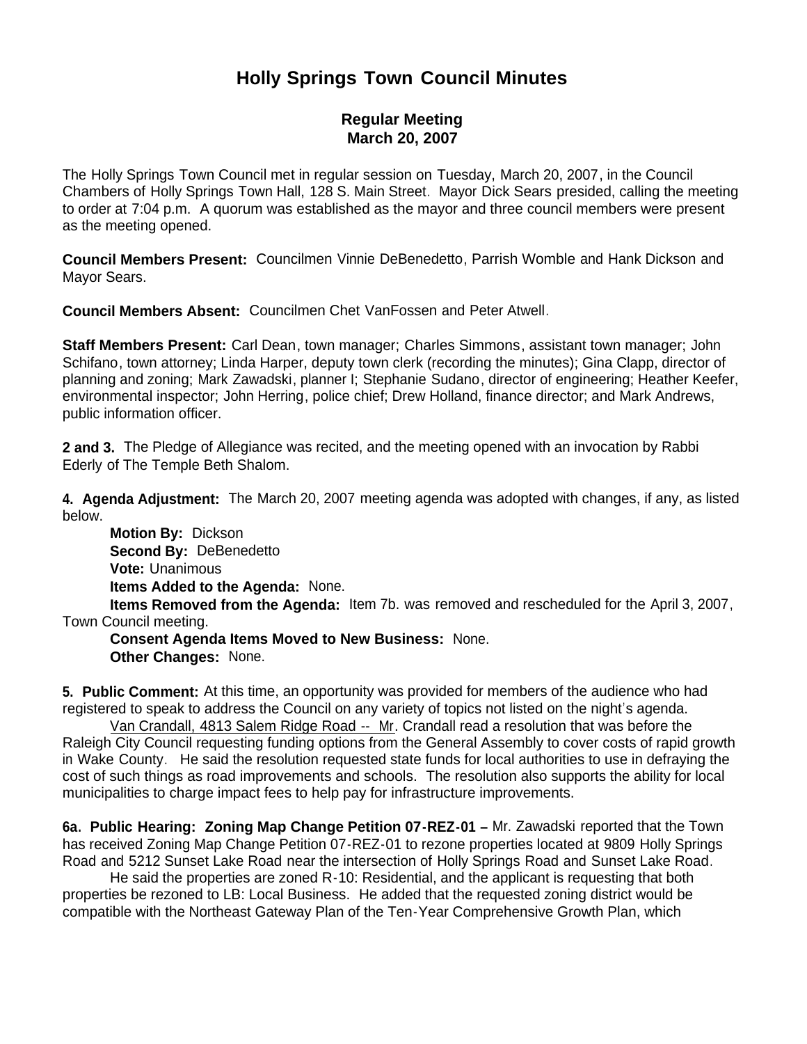# Holly Springs Town Council Minutes

## Regular Meeting
## March 20, 2007

The Holly Springs Town Council met in regular session on Tuesday, March 20, 2007, in the Council Chambers of Holly Springs Town Hall, 128 S. Main Street. Mayor Dick Sears presided, calling the meeting to order at 7:04 p.m. A quorum was established as the mayor and three council members were present as the meeting opened.

**Council Members Present:** Councilmen Vinnie DeBenedetto, Parrish Womble and Hank Dickson and Mayor Sears.

**Council Members Absent:** Councilmen Chet VanFossen and Peter Atwell.

**Staff Members Present:** Carl Dean, town manager; Charles Simmons, assistant town manager; John Schifano, town attorney; Linda Harper, deputy town clerk (recording the minutes); Gina Clapp, director of planning and zoning; Mark Zawadski, planner I; Stephanie Sudano, director of engineering; Heather Keefer, environmental inspector; John Herring, police chief; Drew Holland, finance director; and Mark Andrews, public information officer.

**2 and 3.** The Pledge of Allegiance was recited, and the meeting opened with an invocation by Rabbi Ederly of The Temple Beth Shalom.

**4. Agenda Adjustment:** The March 20, 2007 meeting agenda was adopted with changes, if any, as listed below.

**Motion By:** Dickson
**Second By:** DeBenedetto
**Vote:** Unanimous
**Items Added to the Agenda:** None.
**Items Removed from the Agenda:** Item 7b. was removed and rescheduled for the April 3, 2007, Town Council meeting.
**Consent Agenda Items Moved to New Business:** None.
**Other Changes:** None.

**5. Public Comment:** At this time, an opportunity was provided for members of the audience who had registered to speak to address the Council on any variety of topics not listed on the night's agenda.

Van Crandall, 4813 Salem Ridge Road -- Mr. Crandall read a resolution that was before the Raleigh City Council requesting funding options from the General Assembly to cover costs of rapid growth in Wake County. He said the resolution requested state funds for local authorities to use in defraying the cost of such things as road improvements and schools. The resolution also supports the ability for local municipalities to charge impact fees to help pay for infrastructure improvements.

**6a. Public Hearing: Zoning Map Change Petition 07-REZ-01 –** Mr. Zawadski reported that the Town has received Zoning Map Change Petition 07-REZ-01 to rezone properties located at 9809 Holly Springs Road and 5212 Sunset Lake Road near the intersection of Holly Springs Road and Sunset Lake Road.

He said the properties are zoned R-10: Residential, and the applicant is requesting that both properties be rezoned to LB: Local Business. He added that the requested zoning district would be compatible with the Northeast Gateway Plan of the Ten-Year Comprehensive Growth Plan, which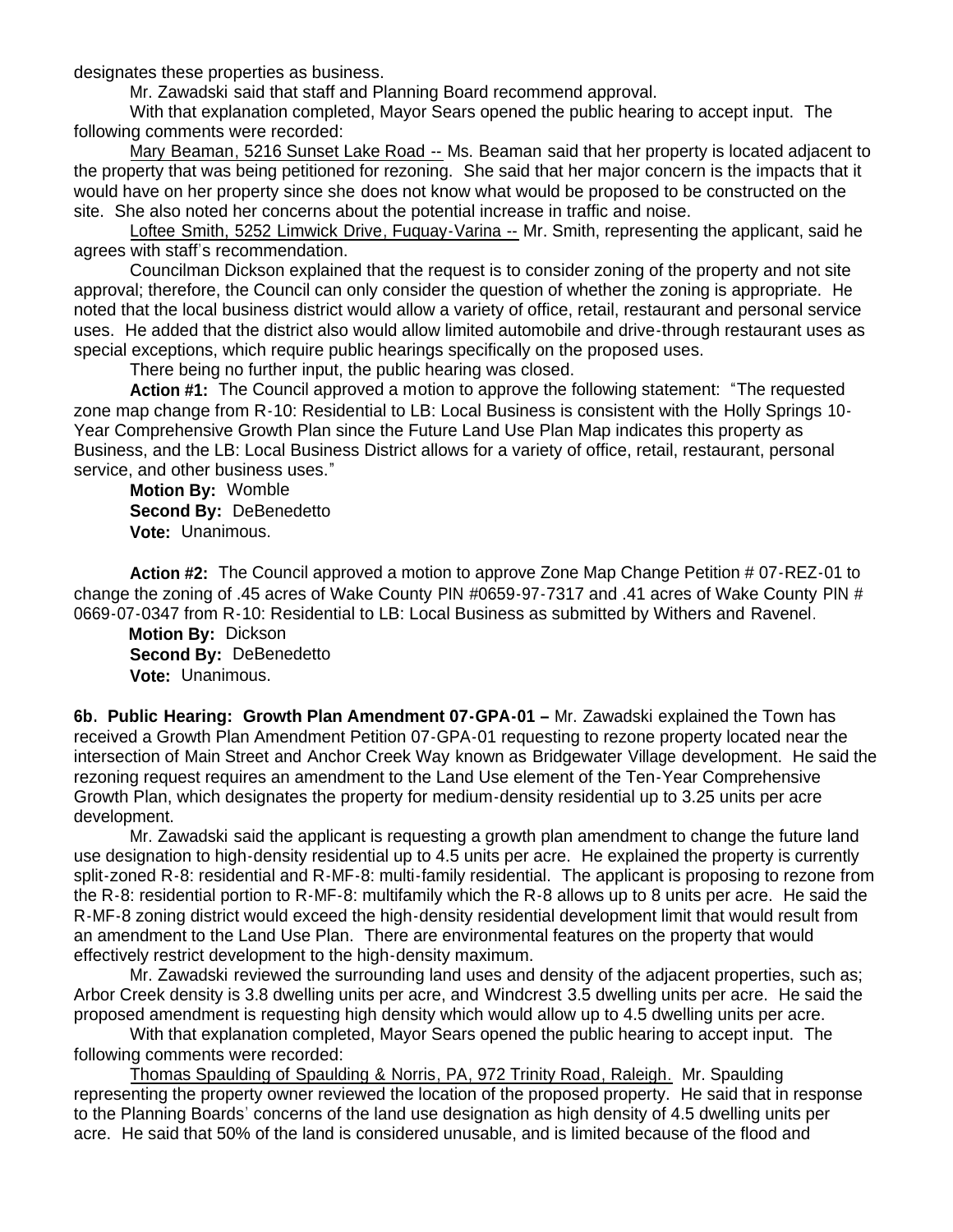designates these properties as business.

Mr. Zawadski said that staff and Planning Board recommend approval.

With that explanation completed, Mayor Sears opened the public hearing to accept input. The following comments were recorded:

Mary Beaman, 5216 Sunset Lake Road -- Ms. Beaman said that her property is located adjacent to the property that was being petitioned for rezoning. She said that her major concern is the impacts that it would have on her property since she does not know what would be proposed to be constructed on the site. She also noted her concerns about the potential increase in traffic and noise.

Loftee Smith, 5252 Limwick Drive, Fuquay-Varina -- Mr. Smith, representing the applicant, said he agrees with staff's recommendation.

Councilman Dickson explained that the request is to consider zoning of the property and not site approval; therefore, the Council can only consider the question of whether the zoning is appropriate. He noted that the local business district would allow a variety of office, retail, restaurant and personal service uses. He added that the district also would allow limited automobile and drive-through restaurant uses as special exceptions, which require public hearings specifically on the proposed uses.

There being no further input, the public hearing was closed.

**Action #1:** The Council approved a motion to approve the following statement: "The requested zone map change from R-10: Residential to LB: Local Business is consistent with the Holly Springs 10-Year Comprehensive Growth Plan since the Future Land Use Plan Map indicates this property as Business, and the LB: Local Business District allows for a variety of office, retail, restaurant, personal service, and other business uses."

**Motion By:** Womble
**Second By:** DeBenedetto
**Vote:** Unanimous.

**Action #2:** The Council approved a motion to approve Zone Map Change Petition # 07-REZ-01 to change the zoning of .45 acres of Wake County PIN #0659-97-7317 and .41 acres of Wake County PIN # 0669-07-0347 from R-10: Residential to LB: Local Business as submitted by Withers and Ravenel.

**Motion By:** Dickson
**Second By:** DeBenedetto
**Vote:** Unanimous.

**6b. Public Hearing: Growth Plan Amendment 07-GPA-01 –** Mr. Zawadski explained the Town has received a Growth Plan Amendment Petition 07-GPA-01 requesting to rezone property located near the intersection of Main Street and Anchor Creek Way known as Bridgewater Village development. He said the rezoning request requires an amendment to the Land Use element of the Ten-Year Comprehensive Growth Plan, which designates the property for medium-density residential up to 3.25 units per acre development.

Mr. Zawadski said the applicant is requesting a growth plan amendment to change the future land use designation to high-density residential up to 4.5 units per acre. He explained the property is currently split-zoned R-8: residential and R-MF-8: multi-family residential. The applicant is proposing to rezone from the R-8: residential portion to R-MF-8: multifamily which the R-8 allows up to 8 units per acre. He said the R-MF-8 zoning district would exceed the high-density residential development limit that would result from an amendment to the Land Use Plan. There are environmental features on the property that would effectively restrict development to the high-density maximum.

Mr. Zawadski reviewed the surrounding land uses and density of the adjacent properties, such as; Arbor Creek density is 3.8 dwelling units per acre, and Windcrest 3.5 dwelling units per acre. He said the proposed amendment is requesting high density which would allow up to 4.5 dwelling units per acre.

With that explanation completed, Mayor Sears opened the public hearing to accept input. The following comments were recorded:

Thomas Spaulding of Spaulding & Norris, PA, 972 Trinity Road, Raleigh. Mr. Spaulding representing the property owner reviewed the location of the proposed property. He said that in response to the Planning Boards' concerns of the land use designation as high density of 4.5 dwelling units per acre. He said that 50% of the land is considered unusable, and is limited because of the flood and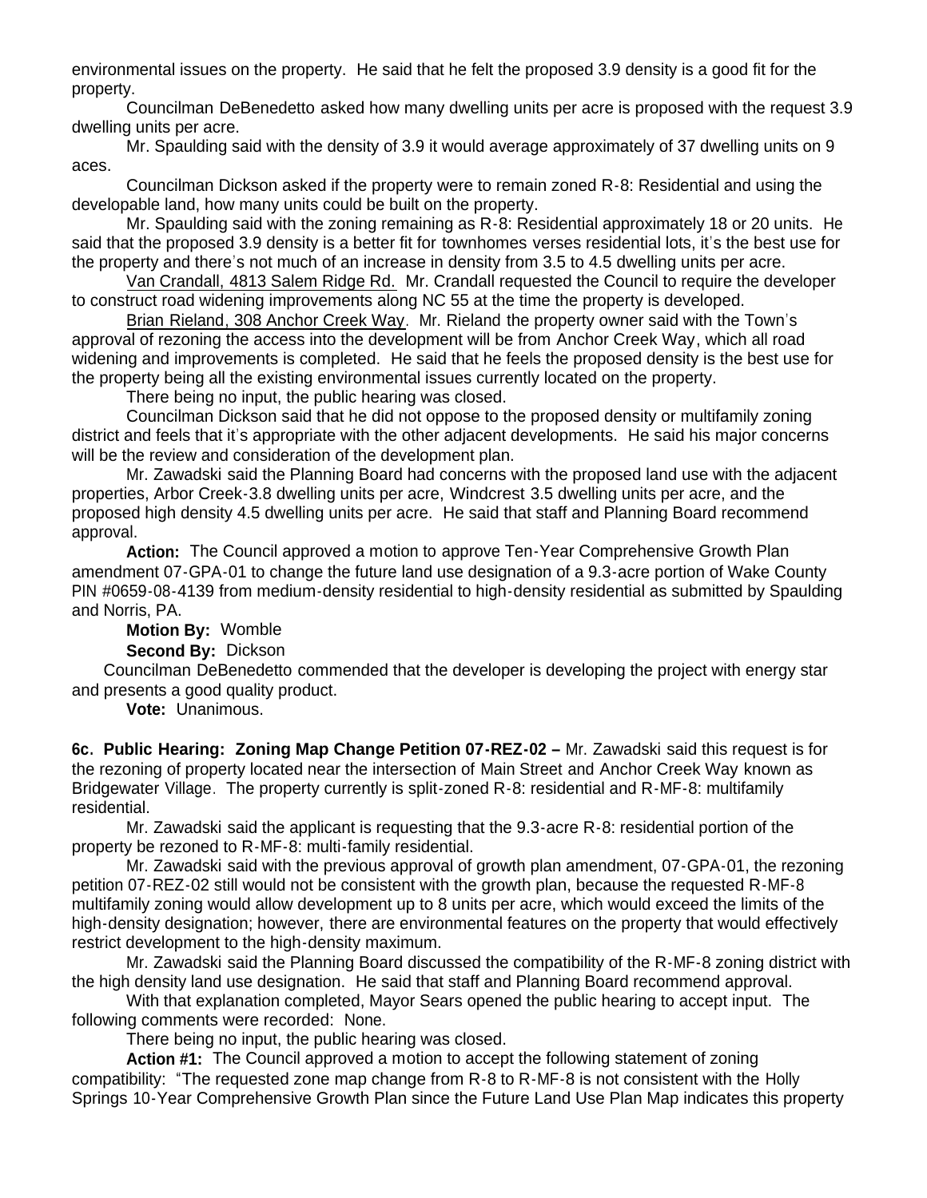environmental issues on the property. He said that he felt the proposed 3.9 density is a good fit for the property.

Councilman DeBenedetto asked how many dwelling units per acre is proposed with the request 3.9 dwelling units per acre.

Mr. Spaulding said with the density of 3.9 it would average approximately of 37 dwelling units on 9 aces.

Councilman Dickson asked if the property were to remain zoned R-8: Residential and using the developable land, how many units could be built on the property.

Mr. Spaulding said with the zoning remaining as R-8: Residential approximately 18 or 20 units. He said that the proposed 3.9 density is a better fit for townhomes verses residential lots, it's the best use for the property and there's not much of an increase in density from 3.5 to 4.5 dwelling units per acre.

Van Crandall, 4813 Salem Ridge Rd. Mr. Crandall requested the Council to require the developer to construct road widening improvements along NC 55 at the time the property is developed.

Brian Rieland, 308 Anchor Creek Way. Mr. Rieland the property owner said with the Town's approval of rezoning the access into the development will be from Anchor Creek Way, which all road widening and improvements is completed. He said that he feels the proposed density is the best use for the property being all the existing environmental issues currently located on the property.

There being no input, the public hearing was closed.

Councilman Dickson said that he did not oppose to the proposed density or multifamily zoning district and feels that it's appropriate with the other adjacent developments. He said his major concerns will be the review and consideration of the development plan.

Mr. Zawadski said the Planning Board had concerns with the proposed land use with the adjacent properties, Arbor Creek-3.8 dwelling units per acre, Windcrest 3.5 dwelling units per acre, and the proposed high density 4.5 dwelling units per acre. He said that staff and Planning Board recommend approval.

**Action:** The Council approved a motion to approve Ten-Year Comprehensive Growth Plan amendment 07-GPA-01 to change the future land use designation of a 9.3-acre portion of Wake County PIN #0659-08-4139 from medium-density residential to high-density residential as submitted by Spaulding and Norris, PA.

**Motion By:** Womble

**Second By:** Dickson

Councilman DeBenedetto commended that the developer is developing the project with energy star and presents a good quality product.

**Vote:** Unanimous.

**6c. Public Hearing: Zoning Map Change Petition 07-REZ-02 –** Mr. Zawadski said this request is for the rezoning of property located near the intersection of Main Street and Anchor Creek Way known as Bridgewater Village. The property currently is split-zoned R-8: residential and R-MF-8: multifamily residential.

Mr. Zawadski said the applicant is requesting that the 9.3-acre R-8: residential portion of the property be rezoned to R-MF-8: multi-family residential.

Mr. Zawadski said with the previous approval of growth plan amendment, 07-GPA-01, the rezoning petition 07-REZ-02 still would not be consistent with the growth plan, because the requested R-MF-8 multifamily zoning would allow development up to 8 units per acre, which would exceed the limits of the high-density designation; however, there are environmental features on the property that would effectively restrict development to the high-density maximum.

Mr. Zawadski said the Planning Board discussed the compatibility of the R-MF-8 zoning district with the high density land use designation. He said that staff and Planning Board recommend approval.

With that explanation completed, Mayor Sears opened the public hearing to accept input. The following comments were recorded: None.

There being no input, the public hearing was closed.

**Action #1:** The Council approved a motion to accept the following statement of zoning compatibility: "The requested zone map change from R-8 to R-MF-8 is not consistent with the Holly Springs 10-Year Comprehensive Growth Plan since the Future Land Use Plan Map indicates this property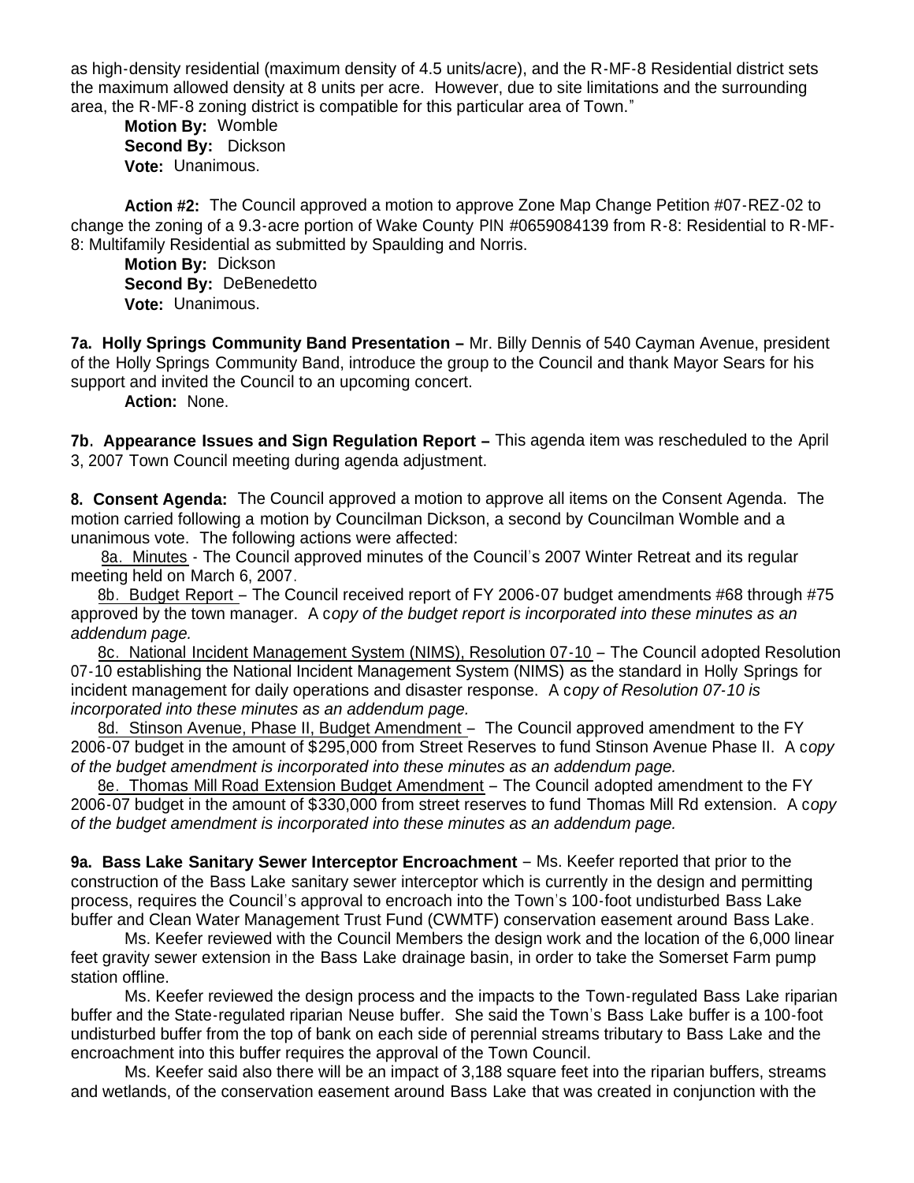as high-density residential (maximum density of 4.5 units/acre), and the R-MF-8 Residential district sets the maximum allowed density at 8 units per acre. However, due to site limitations and the surrounding area, the R-MF-8 zoning district is compatible for this particular area of Town."

**Motion By:** Womble
**Second By:** Dickson
**Vote:** Unanimous.

**Action #2:** The Council approved a motion to approve Zone Map Change Petition #07-REZ-02 to change the zoning of a 9.3-acre portion of Wake County PIN #0659084139 from R-8: Residential to R-MF-8: Multifamily Residential as submitted by Spaulding and Norris.

**Motion By:** Dickson
**Second By:** DeBenedetto
**Vote:** Unanimous.

**7a. Holly Springs Community Band Presentation –** Mr. Billy Dennis of 540 Cayman Avenue, president of the Holly Springs Community Band, introduce the group to the Council and thank Mayor Sears for his support and invited the Council to an upcoming concert.

**Action:** None.

**7b. Appearance Issues and Sign Regulation Report –** This agenda item was rescheduled to the April 3, 2007 Town Council meeting during agenda adjustment.

**8. Consent Agenda:** The Council approved a motion to approve all items on the Consent Agenda. The motion carried following a motion by Councilman Dickson, a second by Councilman Womble and a unanimous vote. The following actions were affected:

8a. Minutes - The Council approved minutes of the Council's 2007 Winter Retreat and its regular meeting held on March 6, 2007.

8b. Budget Report – The Council received report of FY 2006-07 budget amendments #68 through #75 approved by the town manager. A c*opy of the budget report is incorporated into these minutes as an addendum page.*

8c. National Incident Management System (NIMS), Resolution 07-10 – The Council adopted Resolution 07-10 establishing the National Incident Management System (NIMS) as the standard in Holly Springs for incident management for daily operations and disaster response. A c*opy of Resolution 07-10 is incorporated into these minutes as an addendum page.*

8d. Stinson Avenue, Phase II, Budget Amendment – The Council approved amendment to the FY 2006-07 budget in the amount of $295,000 from Street Reserves to fund Stinson Avenue Phase II. A c*opy of the budget amendment is incorporated into these minutes as an addendum page.*

8e. Thomas Mill Road Extension Budget Amendment – The Council adopted amendment to the FY 2006-07 budget in the amount of $330,000 from street reserves to fund Thomas Mill Rd extension. A c*opy of the budget amendment is incorporated into these minutes as an addendum page.*

**9a. Bass Lake Sanitary Sewer Interceptor Encroachment** – Ms. Keefer reported that prior to the construction of the Bass Lake sanitary sewer interceptor which is currently in the design and permitting process, requires the Council's approval to encroach into the Town's 100-foot undisturbed Bass Lake buffer and Clean Water Management Trust Fund (CWMTF) conservation easement around Bass Lake.

Ms. Keefer reviewed with the Council Members the design work and the location of the 6,000 linear feet gravity sewer extension in the Bass Lake drainage basin, in order to take the Somerset Farm pump station offline.

Ms. Keefer reviewed the design process and the impacts to the Town-regulated Bass Lake riparian buffer and the State-regulated riparian Neuse buffer. She said the Town's Bass Lake buffer is a 100-foot undisturbed buffer from the top of bank on each side of perennial streams tributary to Bass Lake and the encroachment into this buffer requires the approval of the Town Council.

Ms. Keefer said also there will be an impact of 3,188 square feet into the riparian buffers, streams and wetlands, of the conservation easement around Bass Lake that was created in conjunction with the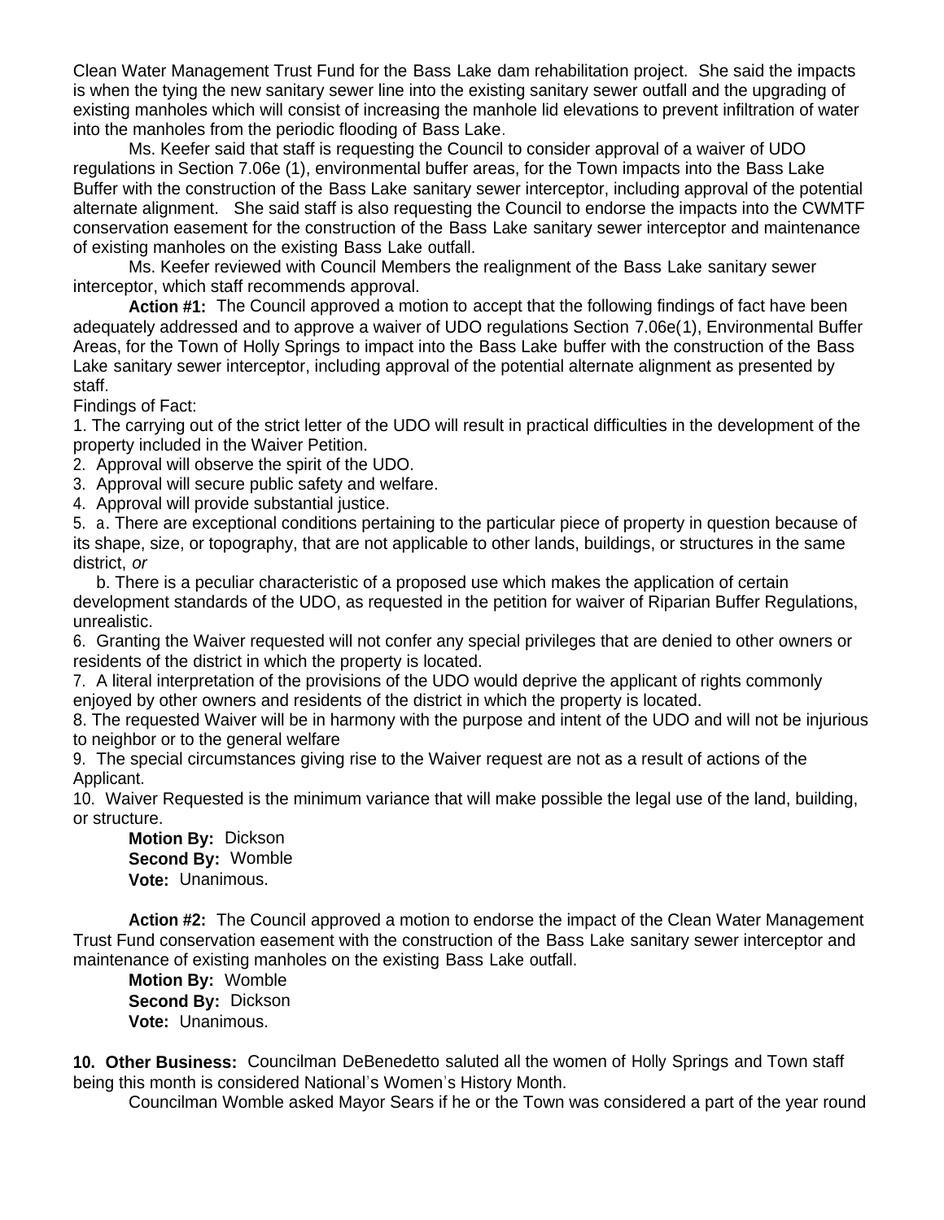Clean Water Management Trust Fund for the Bass Lake dam rehabilitation project. She said the impacts is when the tying the new sanitary sewer line into the existing sanitary sewer outfall and the upgrading of existing manholes which will consist of increasing the manhole lid elevations to prevent infiltration of water into the manholes from the periodic flooding of Bass Lake.

Ms. Keefer said that staff is requesting the Council to consider approval of a waiver of UDO regulations in Section 7.06e (1), environmental buffer areas, for the Town impacts into the Bass Lake Buffer with the construction of the Bass Lake sanitary sewer interceptor, including approval of the potential alternate alignment. She said staff is also requesting the Council to endorse the impacts into the CWMTF conservation easement for the construction of the Bass Lake sanitary sewer interceptor and maintenance of existing manholes on the existing Bass Lake outfall.

Ms. Keefer reviewed with Council Members the realignment of the Bass Lake sanitary sewer interceptor, which staff recommends approval.

**Action #1:** The Council approved a motion to accept that the following findings of fact have been adequately addressed and to approve a waiver of UDO regulations Section 7.06e(1), Environmental Buffer Areas, for the Town of Holly Springs to impact into the Bass Lake buffer with the construction of the Bass Lake sanitary sewer interceptor, including approval of the potential alternate alignment as presented by staff.

Findings of Fact:

1. The carrying out of the strict letter of the UDO will result in practical difficulties in the development of the property included in the Waiver Petition.
2. Approval will observe the spirit of the UDO.
3. Approval will secure public safety and welfare.
4. Approval will provide substantial justice.
5. a. There are exceptional conditions pertaining to the particular piece of property in question because of its shape, size, or topography, that are not applicable to other lands, buildings, or structures in the same district, *or*

   b. There is a peculiar characteristic of a proposed use which makes the application of certain development standards of the UDO, as requested in the petition for waiver of Riparian Buffer Regulations, unrealistic.
6. Granting the Waiver requested will not confer any special privileges that are denied to other owners or residents of the district in which the property is located.
7. A literal interpretation of the provisions of the UDO would deprive the applicant of rights commonly enjoyed by other owners and residents of the district in which the property is located.
8. The requested Waiver will be in harmony with the purpose and intent of the UDO and will not be injurious to neighbor or to the general welfare
9. The special circumstances giving rise to the Waiver request are not as a result of actions of the Applicant.
10. Waiver Requested is the minimum variance that will make possible the legal use of the land, building, or structure.

**Motion By:** Dickson
**Second By:** Womble
**Vote:** Unanimous.

**Action #2:** The Council approved a motion to endorse the impact of the Clean Water Management Trust Fund conservation easement with the construction of the Bass Lake sanitary sewer interceptor and maintenance of existing manholes on the existing Bass Lake outfall.

**Motion By:** Womble
**Second By:** Dickson
**Vote:** Unanimous.

**10. Other Business:** Councilman DeBenedetto saluted all the women of Holly Springs and Town staff being this month is considered National's Women's History Month.

Councilman Womble asked Mayor Sears if he or the Town was considered a part of the year round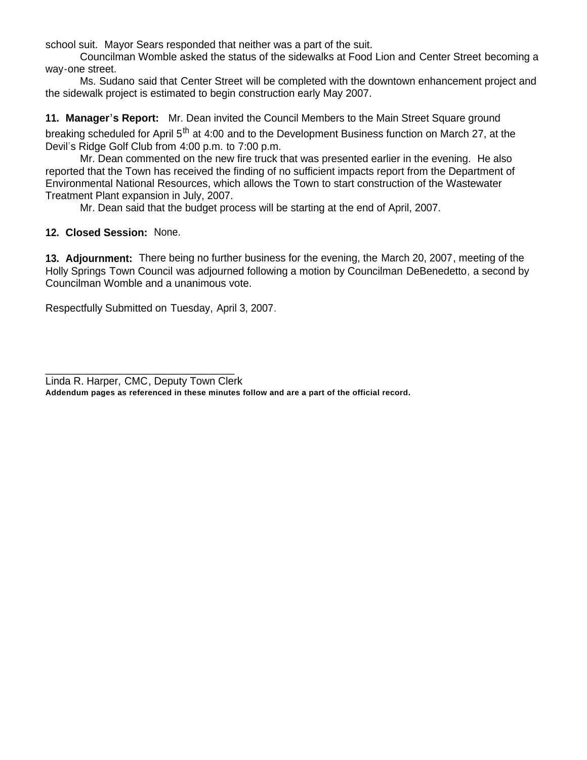school suit. Mayor Sears responded that neither was a part of the suit.

Councilman Womble asked the status of the sidewalks at Food Lion and Center Street becoming a way-one street.

Ms. Sudano said that Center Street will be completed with the downtown enhancement project and the sidewalk project is estimated to begin construction early May 2007.

**11. Manager's Report:** Mr. Dean invited the Council Members to the Main Street Square ground breaking scheduled for April 5th at 4:00 and to the Development Business function on March 27, at the Devil's Ridge Golf Club from 4:00 p.m. to 7:00 p.m.

Mr. Dean commented on the new fire truck that was presented earlier in the evening. He also reported that the Town has received the finding of no sufficient impacts report from the Department of Environmental National Resources, which allows the Town to start construction of the Wastewater Treatment Plant expansion in July, 2007.

Mr. Dean said that the budget process will be starting at the end of April, 2007.

**12. Closed Session:** None.

**13. Adjournment:** There being no further business for the evening, the March 20, 2007, meeting of the Holly Springs Town Council was adjourned following a motion by Councilman DeBenedetto, a second by Councilman Womble and a unanimous vote.

Respectfully Submitted on Tuesday, April 3, 2007.

\_\_\_\_\_\_\_\_\_\_\_\_\_\_\_\_\_\_\_\_\_\_\_\_\_\_\_\_\_\_\_\_

Linda R. Harper, CMC, Deputy Town Clerk

**Addendum pages as referenced in these minutes follow and are a part of the official record.**